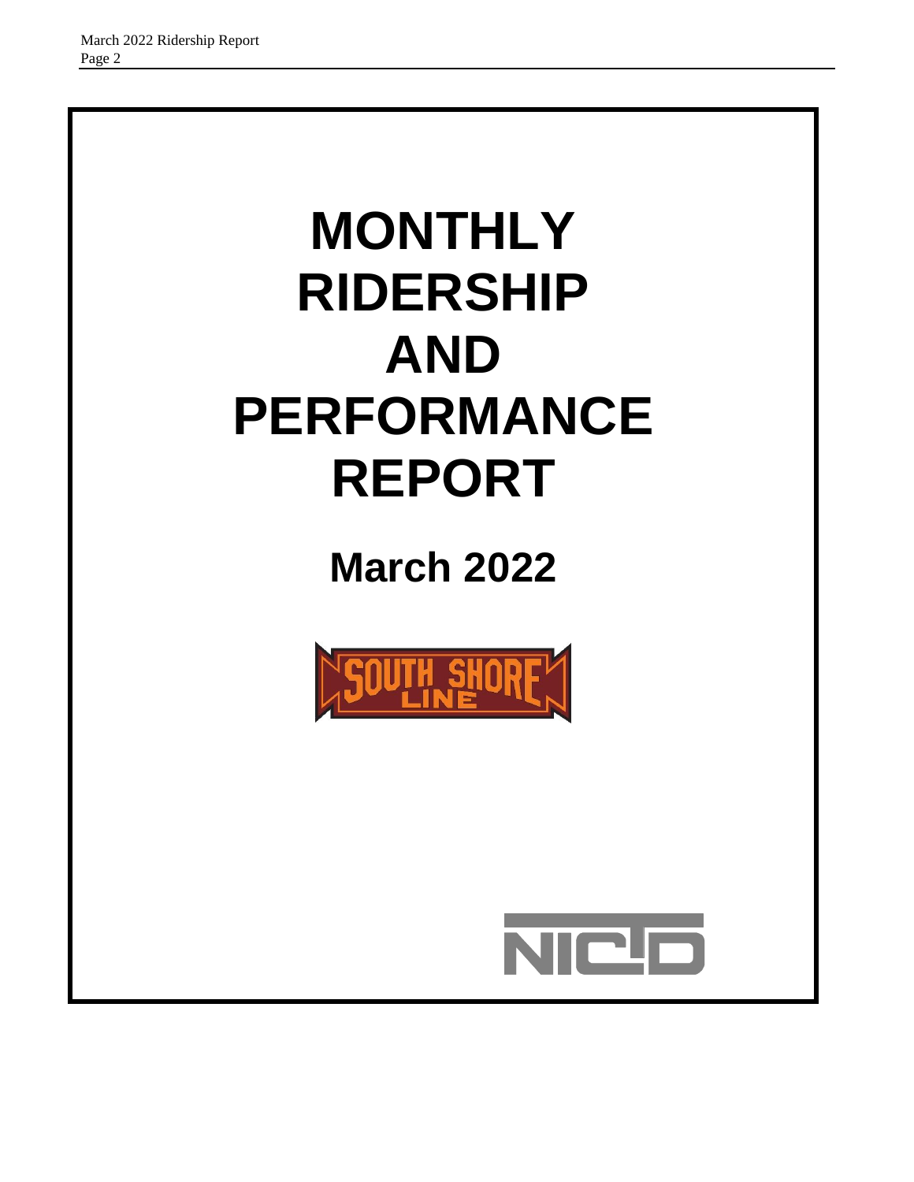# MONTHLY RIDERSHIP AND PERFORMANCE REPORT

## March 2022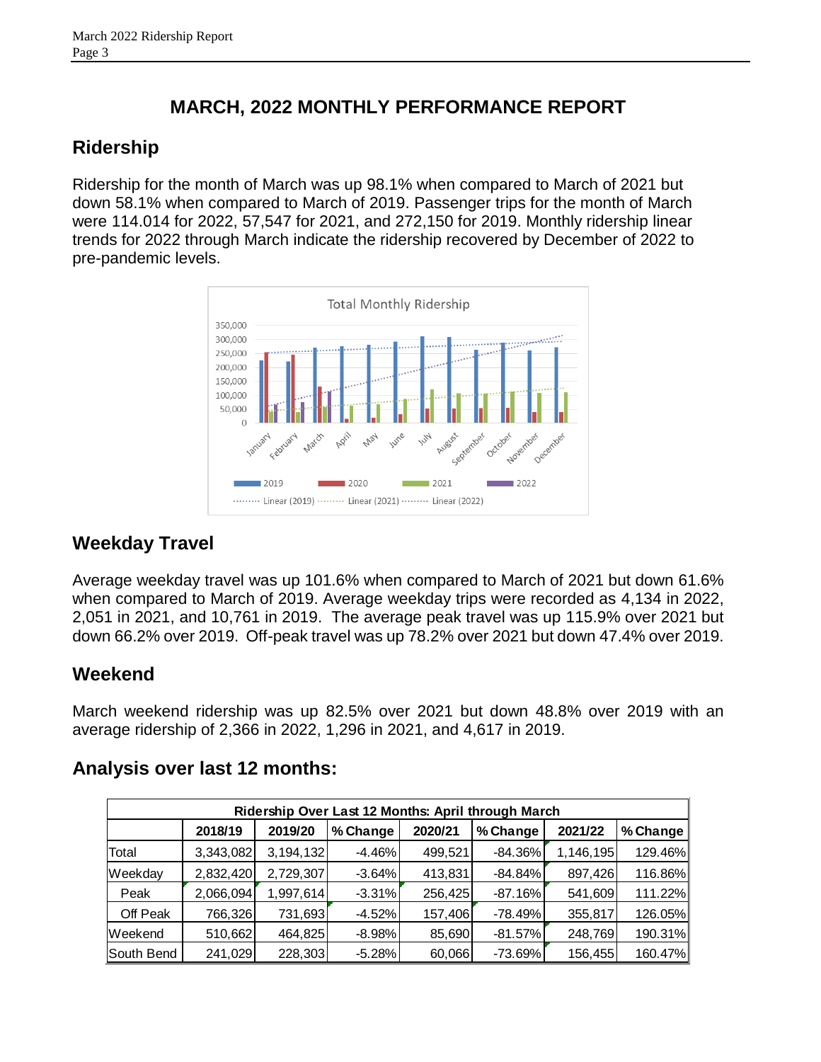# MARCH, 2022 MONTHLY PERFORMANCE REPORT

## Ridership

Ridership for the month of March was up 98.1% when compared to March of 2021 but down 58.1% when compared to March of 2019. Passenger trips for the month of March were 114.014 for 2022, 57,547 for 2021, and 272,150 for 2019. Monthly ridership linear trends for 2022 through March indicate the ridership recovered by December of 2022 to pre-pandemic levels.

## Weekday Travel

Average weekday travel was up 101.6% when compared to March of 2021 but down 61.6% when compared to March of 2019. Average weekday trips were recorded as 4,134 in 2022, 2,051 in 2021, and 10,761 in 2019. The average peak travel was up 115.9% over 2021 but down 66.2% over 2019. Off-peak travel was up 78.2% over 2021 but down 47.4% over 2019.

## Weekend

March weekend ridership was up 82.5% over 2021 but down 48.8% over 2019 with an average ridership of 2,366 in 2022, 1,296 in 2021, and 4,617 in 2019.

## Analysis over last 12 months:

| Ridership Over Last 12 Months: April through March | | | | | | | |
|---|---|---|---|---|---|---|---|
| | 2018/19 | 2019/20 | % Change | 2020/21 | % Change | 2021/22 | % Change |
| Total | 3,343,082 | 3,194,132 | -4.46% | 499,521 | -84.36% | 1,146,195 | 129.46% |
| Weekday | 2,832,420 | 2,729,307 | -3.64% | 413,831 | -84.84% | 897,426 | 116.86% |
| Peak | 2,066,094 | 1,997,614 | -3.31% | 256,425 | -87.16% | 541,609 | 111.22% |
| Off Peak | 766,326 | 731,693 | -4.52% | 157,406 | -78.49% | 355,817 | 126.05% |
| Weekend | 510,662 | 464,825 | -8.98% | 85,690 | -81.57% | 248,769 | 190.31% |
| South Bend | 241,029 | 228,303 | -5.28% | 60,066 | -73.69% | 156,455 | 160.47% |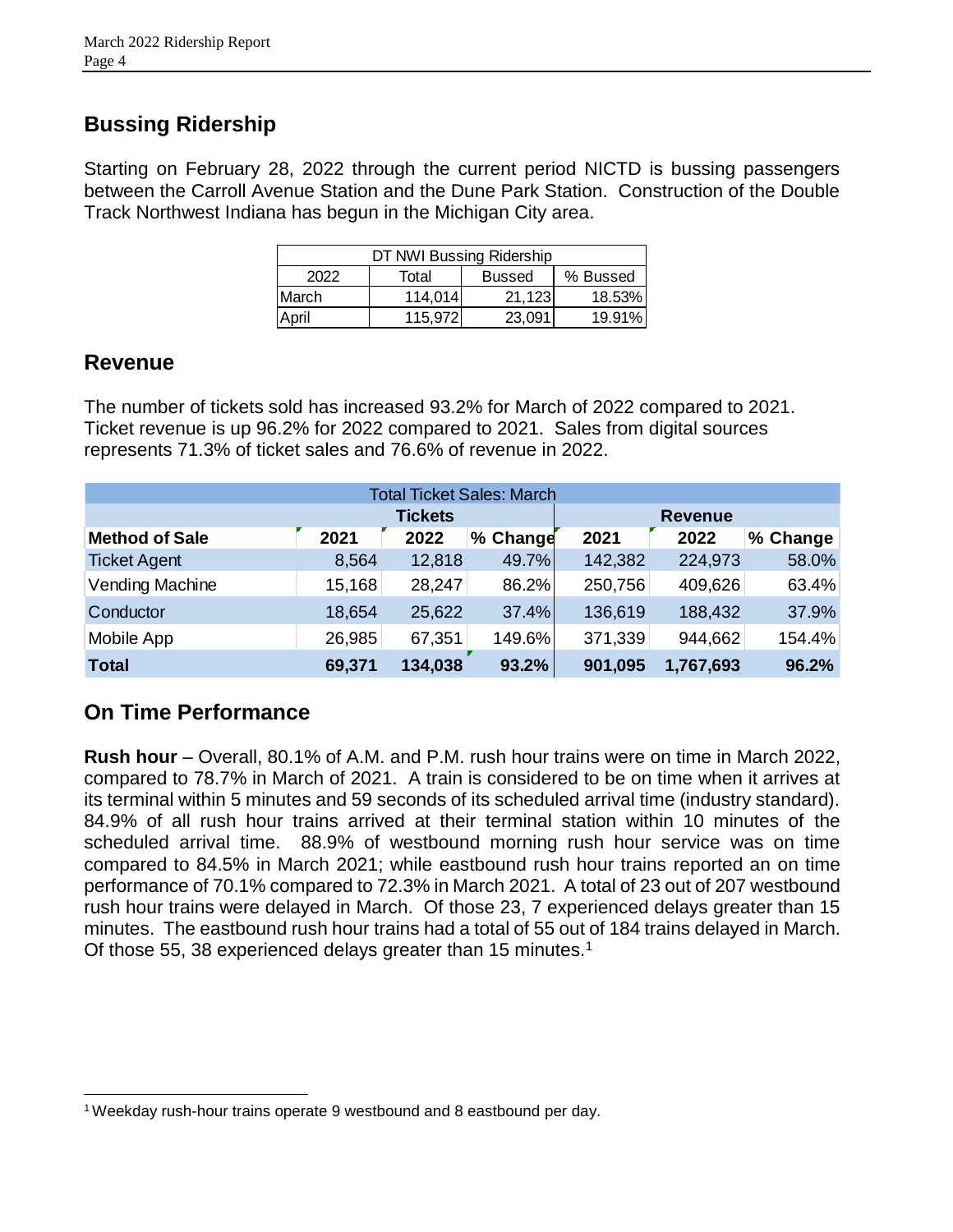## Bussing Ridership

Starting on February 28, 2022 through the current period NICTD is bussing passengers between the Carroll Avenue Station and the Dune Park Station. Construction of the Double Track Northwest Indiana has begun in the Michigan City area.

| DT NWI Bussing Ridership | | | |
|---|---|---|---|
| 2022 | Total | Bussed | % Bussed |
| March | 114,014 | 21,123 | 18.53% |
| April | 115,972 | 23,091 | 19.91% |

## Revenue

The number of tickets sold has increased 93.2% for March of 2022 compared to 2021. Ticket revenue is up 96.2% for 2022 compared to 2021. Sales from digital sources represents 71.3% of ticket sales and 76.6% of revenue in 2022.

| Total Ticket Sales: March | | | | | | |
|---|---|---|---|---|---|---|
| | Tickets | | | Revenue | | |
| **Method of Sale** | **2021** | **2022** | **% Change** | **2021** | **2022** | **% Change** |
| Ticket Agent | 8,564 | 12,818 | 49.7% | 142,382 | 224,973 | 58.0% |
| Vending Machine | 15,168 | 28,247 | 86.2% | 250,756 | 409,626 | 63.4% |
| Conductor | 18,654 | 25,622 | 37.4% | 136,619 | 188,432 | 37.9% |
| Mobile App | 26,985 | 67,351 | 149.6% | 371,339 | 944,662 | 154.4% |
| **Total** | **69,371** | **134,038** | **93.2%** | **901,095** | **1,767,693** | **96.2%** |

## On Time Performance

**Rush hour** – Overall, 80.1% of A.M. and P.M. rush hour trains were on time in March 2022, compared to 78.7% in March of 2021. A train is considered to be on time when it arrives at its terminal within 5 minutes and 59 seconds of its scheduled arrival time (industry standard). 84.9% of all rush hour trains arrived at their terminal station within 10 minutes of the scheduled arrival time. 88.9% of westbound morning rush hour service was on time compared to 84.5% in March 2021; while eastbound rush hour trains reported an on time performance of 70.1% compared to 72.3% in March 2021. A total of 23 out of 207 westbound rush hour trains were delayed in March. Of those 23, 7 experienced delays greater than 15 minutes. The eastbound rush hour trains had a total of 55 out of 184 trains delayed in March. Of those 55, 38 experienced delays greater than 15 minutes.[1]

[1] Weekday rush-hour trains operate 9 westbound and 8 eastbound per day.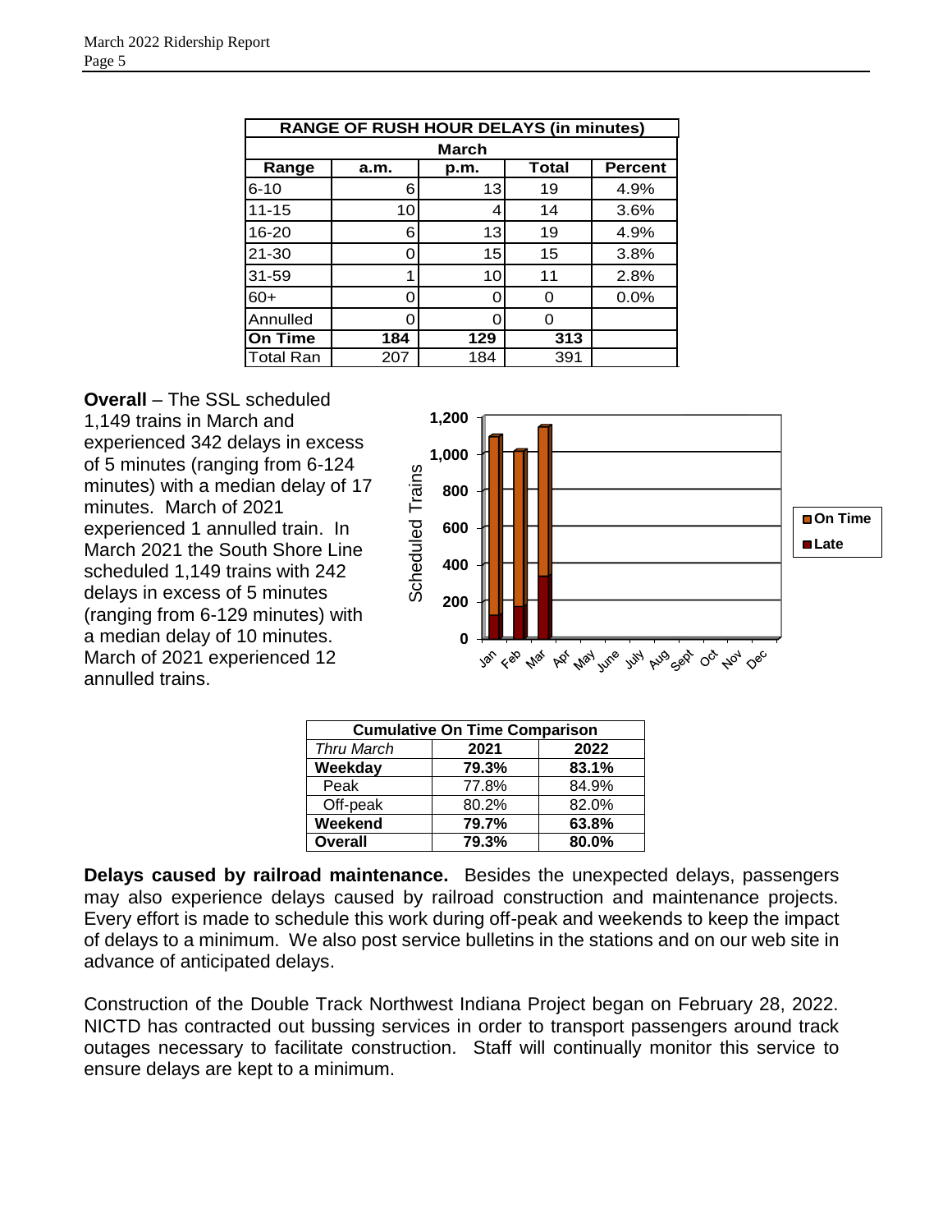| RANGE OF RUSH HOUR DELAYS (in minutes) | | | | |
|---|---|---|---|---|
| March | | | | |
| Range | a.m. | p.m. | Total | Percent |
| 6-10 | 6 | 13 | 19 | 4.9% |
| 11-15 | 10 | 4 | 14 | 3.6% |
| 16-20 | 6 | 13 | 19 | 4.9% |
| 21-30 | 0 | 15 | 15 | 3.8% |
| 31-59 | 1 | 10 | 11 | 2.8% |
| 60+ | 0 | 0 | 0 | 0.0% |
| Annulled | 0 | 0 | 0 | |
| **On Time** | **184** | **129** | **313** | |
| Total Ran | 207 | 184 | 391 | |

**Overall** – The SSL scheduled 1,149 trains in March and experienced 342 delays in excess of 5 minutes (ranging from 6-124 minutes) with a median delay of 17 minutes. March of 2021 experienced 1 annulled train. In March 2021 the South Shore Line scheduled 1,149 trains with 242 delays in excess of 5 minutes (ranging from 6-129 minutes) with a median delay of 10 minutes. March of 2021 experienced 12 annulled trains.

| Cumulative On Time Comparison | | |
|---|---|---|
| *Thru March* | **2021** | **2022** |
| **Weekday** | **79.3%** | **83.1%** |
| Peak | 77.8% | 84.9% |
| Off-peak | 80.2% | 82.0% |
| **Weekend** | **79.7%** | **63.8%** |
| **Overall** | **79.3%** | **80.0%** |

**Delays caused by railroad maintenance.** Besides the unexpected delays, passengers may also experience delays caused by railroad construction and maintenance projects. Every effort is made to schedule this work during off-peak and weekends to keep the impact of delays to a minimum. We also post service bulletins in the stations and on our web site in advance of anticipated delays.

Construction of the Double Track Northwest Indiana Project began on February 28, 2022. NICTD has contracted out bussing services in order to transport passengers around track outages necessary to facilitate construction. Staff will continually monitor this service to ensure delays are kept to a minimum.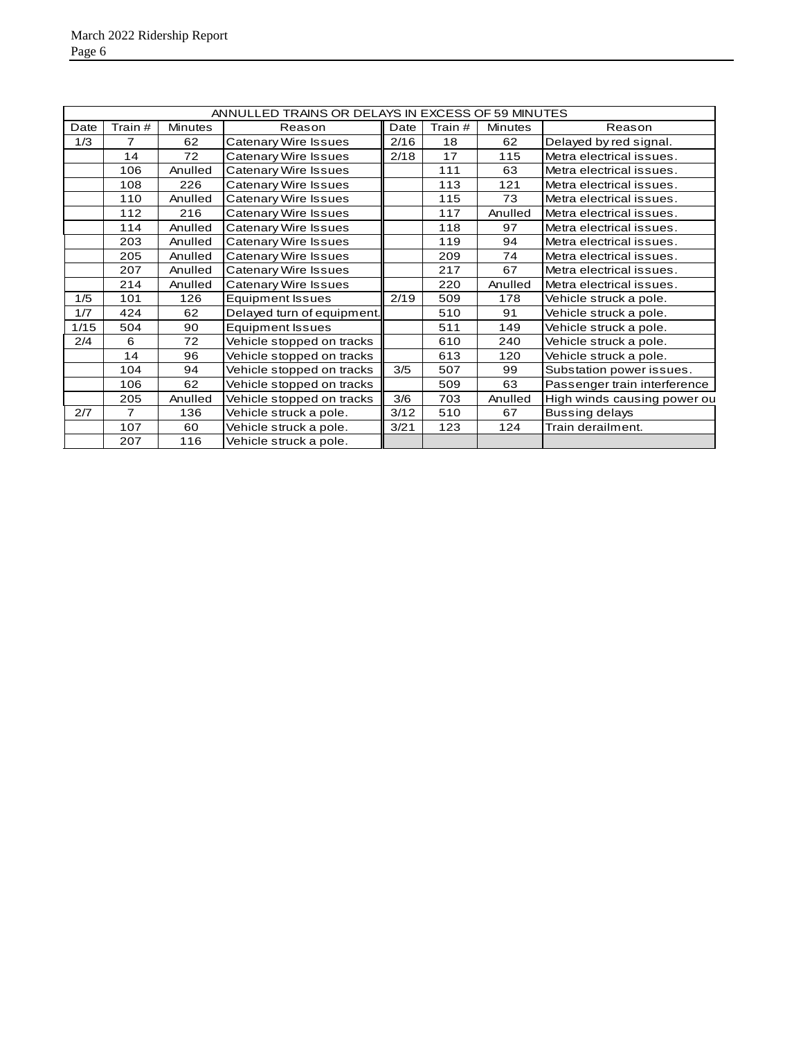| ANNULLED TRAINS OR DELAYS IN EXCESS OF 59 MINUTES | | | | | | | |
|---|---|---|---|---|---|---|---|
| Date | Train # | Minutes | Reason | Date | Train # | Minutes | Reason |
| 1/3 | 7 | 62 | Catenary Wire Issues | 2/16 | 18 | 62 | Delayed by red signal. |
| | 14 | 72 | Catenary Wire Issues | 2/18 | 17 | 115 | Metra electrical issues. |
| | 106 | Anulled | Catenary Wire Issues | | 111 | 63 | Metra electrical issues. |
| | 108 | 226 | Catenary Wire Issues | | 113 | 121 | Metra electrical issues. |
| | 110 | Anulled | Catenary Wire Issues | | 115 | 73 | Metra electrical issues. |
| | 112 | 216 | Catenary Wire Issues | | 117 | Anulled | Metra electrical issues. |
| | 114 | Anulled | Catenary Wire Issues | | 118 | 97 | Metra electrical issues. |
| | 203 | Anulled | Catenary Wire Issues | | 119 | 94 | Metra electrical issues. |
| | 205 | Anulled | Catenary Wire Issues | | 209 | 74 | Metra electrical issues. |
| | 207 | Anulled | Catenary Wire Issues | | 217 | 67 | Metra electrical issues. |
| | 214 | Anulled | Catenary Wire Issues | | 220 | Anulled | Metra electrical issues. |
| 1/5 | 101 | 126 | Equipment Issues | 2/19 | 509 | 178 | Vehicle struck a pole. |
| 1/7 | 424 | 62 | Delayed turn of equipment. | | 510 | 91 | Vehicle struck a pole. |
| 1/15 | 504 | 90 | Equipment Issues | | 511 | 149 | Vehicle struck a pole. |
| 2/4 | 6 | 72 | Vehicle stopped on tracks | | 610 | 240 | Vehicle struck a pole. |
| | 14 | 96 | Vehicle stopped on tracks | | 613 | 120 | Vehicle struck a pole. |
| | 104 | 94 | Vehicle stopped on tracks | 3/5 | 507 | 99 | Substation power issues. |
| | 106 | 62 | Vehicle stopped on tracks | | 509 | 63 | Passenger train interference |
| | 205 | Anulled | Vehicle stopped on tracks | 3/6 | 703 | Anulled | High winds causing power ou |
| 2/7 | 7 | 136 | Vehicle struck a pole. | 3/12 | 510 | 67 | Bussing delays |
| | 107 | 60 | Vehicle struck a pole. | 3/21 | 123 | 124 | Train derailment. |
| | 207 | 116 | Vehicle struck a pole. | | | | |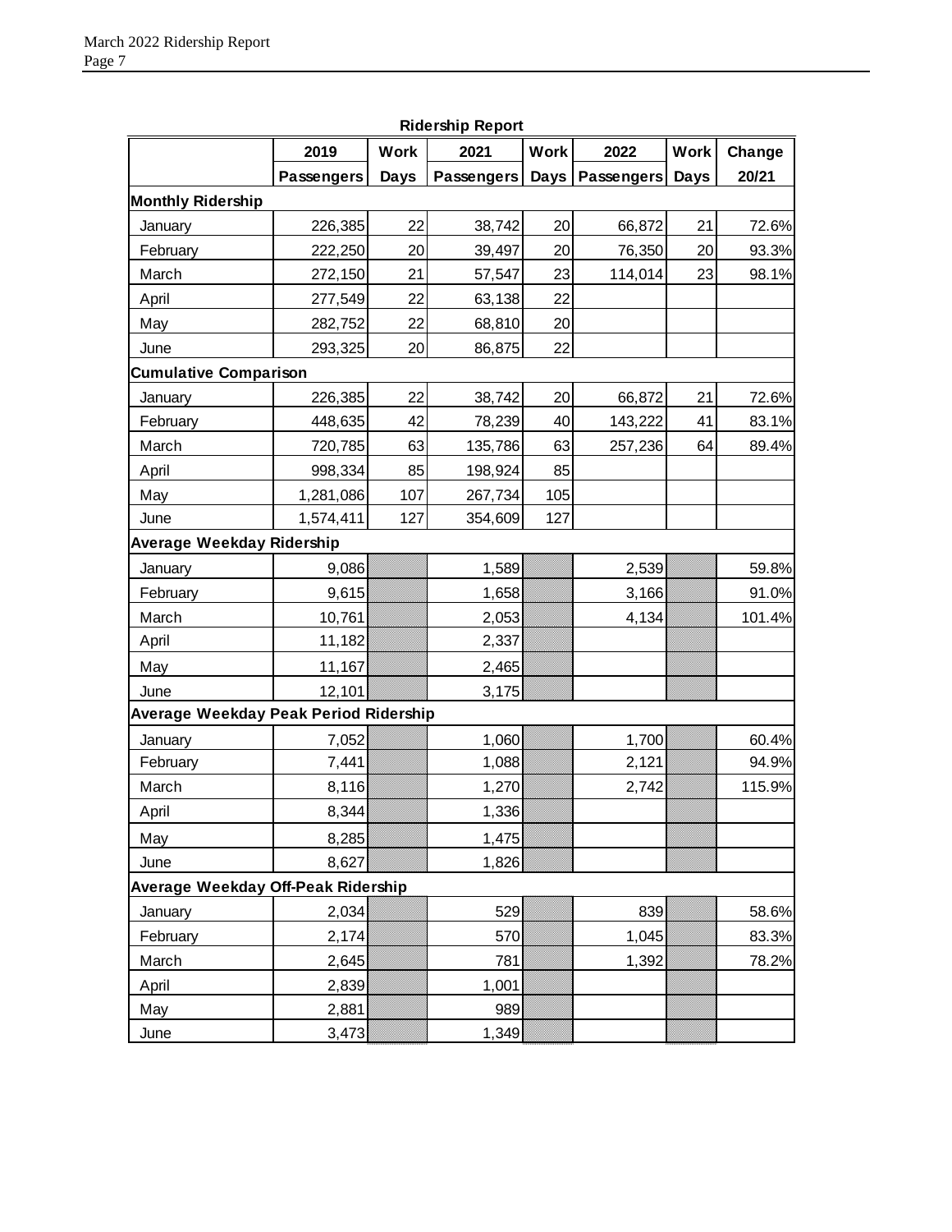**Ridership Report**

| | 2019 Passengers | Work Days | 2021 Passengers | Work Days | 2022 Passengers | Work Days | Change 20/21 |
|---|---|---|---|---|---|---|---|
| **Monthly Ridership** | | | | | | | |
| January | 226,385 | 22 | 38,742 | 20 | 66,872 | 21 | 72.6% |
| February | 222,250 | 20 | 39,497 | 20 | 76,350 | 20 | 93.3% |
| March | 272,150 | 21 | 57,547 | 23 | 114,014 | 23 | 98.1% |
| April | 277,549 | 22 | 63,138 | 22 | | | |
| May | 282,752 | 22 | 68,810 | 20 | | | |
| June | 293,325 | 20 | 86,875 | 22 | | | |
| **Cumulative Comparison** | | | | | | | |
| January | 226,385 | 22 | 38,742 | 20 | 66,872 | 21 | 72.6% |
| February | 448,635 | 42 | 78,239 | 40 | 143,222 | 41 | 83.1% |
| March | 720,785 | 63 | 135,786 | 63 | 257,236 | 64 | 89.4% |
| April | 998,334 | 85 | 198,924 | 85 | | | |
| May | 1,281,086 | 107 | 267,734 | 105 | | | |
| June | 1,574,411 | 127 | 354,609 | 127 | | | |
| **Average Weekday Ridership** | | | | | | | |
| January | 9,086 | | 1,589 | | 2,539 | | 59.8% |
| February | 9,615 | | 1,658 | | 3,166 | | 91.0% |
| March | 10,761 | | 2,053 | | 4,134 | | 101.4% |
| April | 11,182 | | 2,337 | | | | |
| May | 11,167 | | 2,465 | | | | |
| June | 12,101 | | 3,175 | | | | |
| **Average Weekday Peak Period Ridership** | | | | | | | |
| January | 7,052 | | 1,060 | | 1,700 | | 60.4% |
| February | 7,441 | | 1,088 | | 2,121 | | 94.9% |
| March | 8,116 | | 1,270 | | 2,742 | | 115.9% |
| April | 8,344 | | 1,336 | | | | |
| May | 8,285 | | 1,475 | | | | |
| June | 8,627 | | 1,826 | | | | |
| **Average Weekday Off-Peak Ridership** | | | | | | | |
| January | 2,034 | | 529 | | 839 | | 58.6% |
| February | 2,174 | | 570 | | 1,045 | | 83.3% |
| March | 2,645 | | 781 | | 1,392 | | 78.2% |
| April | 2,839 | | 1,001 | | | | |
| May | 2,881 | | 989 | | | | |
| June | 3,473 | | 1,349 | | | | |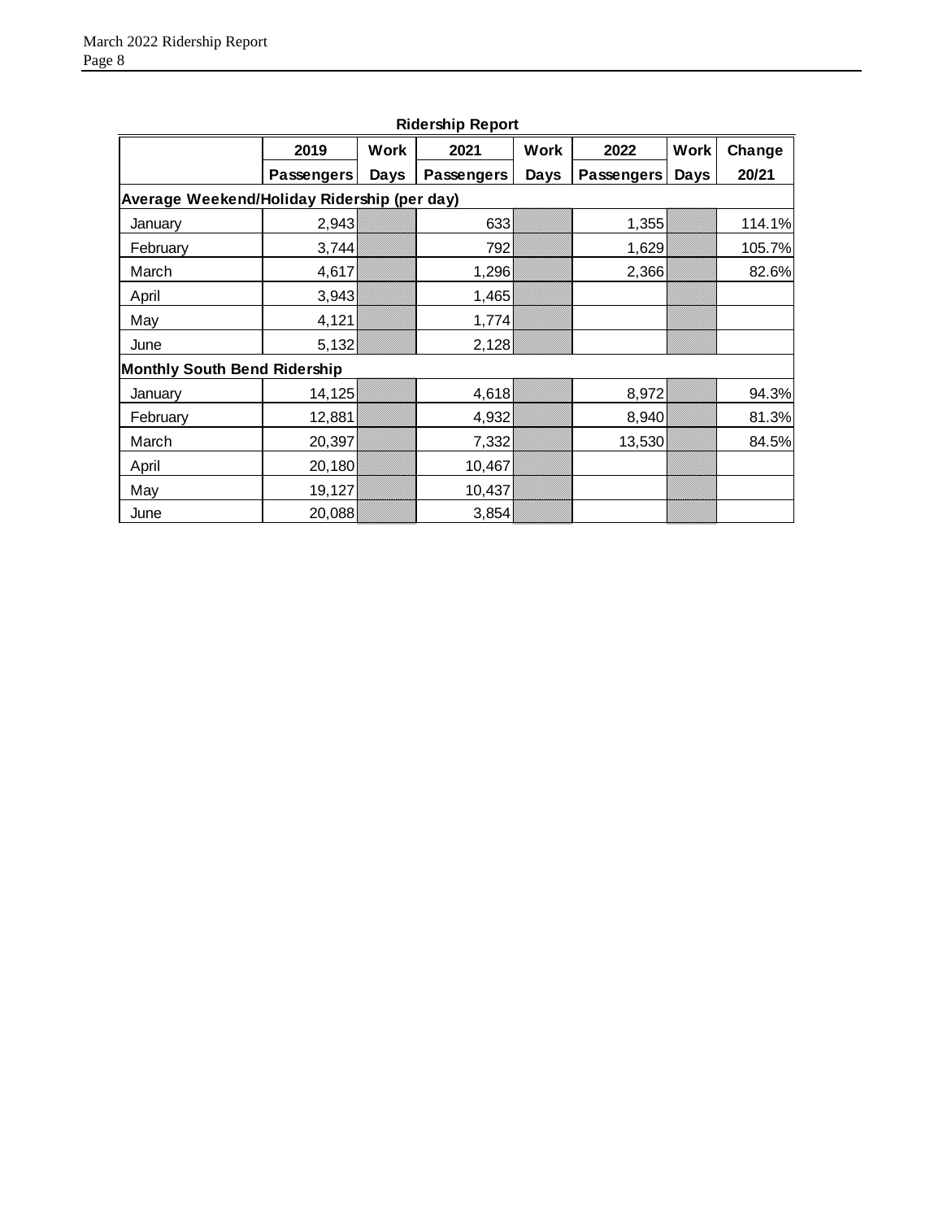**Ridership Report**

| | 2019 Passengers | Work Days | 2021 Passengers | Work Days | 2022 Passengers | Work Days | Change 20/21 |
|---|---|---|---|---|---|---|---|
| **Average Weekend/Holiday Ridership (per day)** | | | | | | | |
| January | 2,943 | | 633 | | 1,355 | | 114.1% |
| February | 3,744 | | 792 | | 1,629 | | 105.7% |
| March | 4,617 | | 1,296 | | 2,366 | | 82.6% |
| April | 3,943 | | 1,465 | | | | |
| May | 4,121 | | 1,774 | | | | |
| June | 5,132 | | 2,128 | | | | |
| **Monthly South Bend Ridership** | | | | | | | |
| January | 14,125 | | 4,618 | | 8,972 | | 94.3% |
| February | 12,881 | | 4,932 | | 8,940 | | 81.3% |
| March | 20,397 | | 7,332 | | 13,530 | | 84.5% |
| April | 20,180 | | 10,467 | | | | |
| May | 19,127 | | 10,437 | | | | |
| June | 20,088 | | 3,854 | | | | |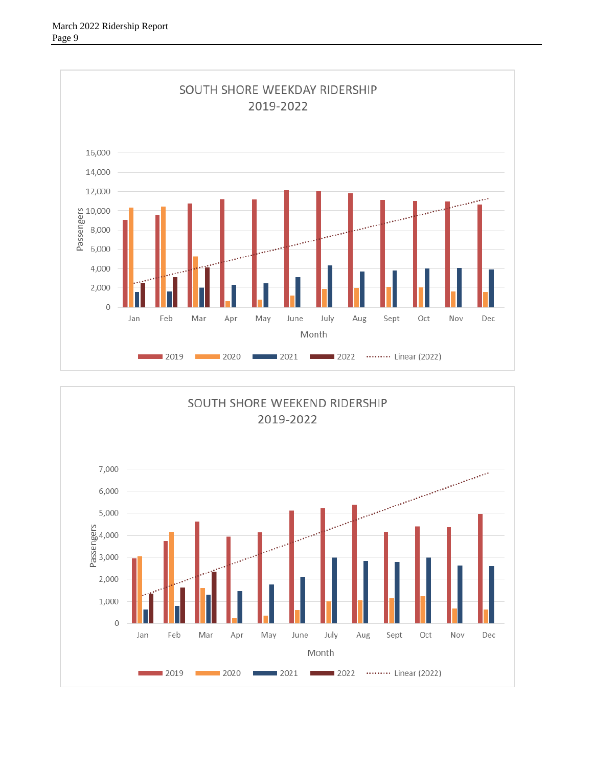## SOUTH SHORE WEEKDAY RIDERSHIP 2019-2022

Passengers: 0, 2,000, 4,000, 6,000, 8,000, 10,000, 12,000, 14,000, 16,000

Month: Jan, Feb, Mar, Apr, May, June, July, Aug, Sept, Oct, Nov, Dec

2019 | 2020 | 2021 | 2022 | Linear (2022)

## SOUTH SHORE WEEKEND RIDERSHIP 2019-2022

Passengers: 0, 1,000, 2,000, 3,000, 4,000, 5,000, 6,000, 7,000

Month: Jan, Feb, Mar, Apr, May, June, July, Aug, Sept, Oct, Nov, Dec

2019 | 2020 | 2021 | 2022 | Linear (2022)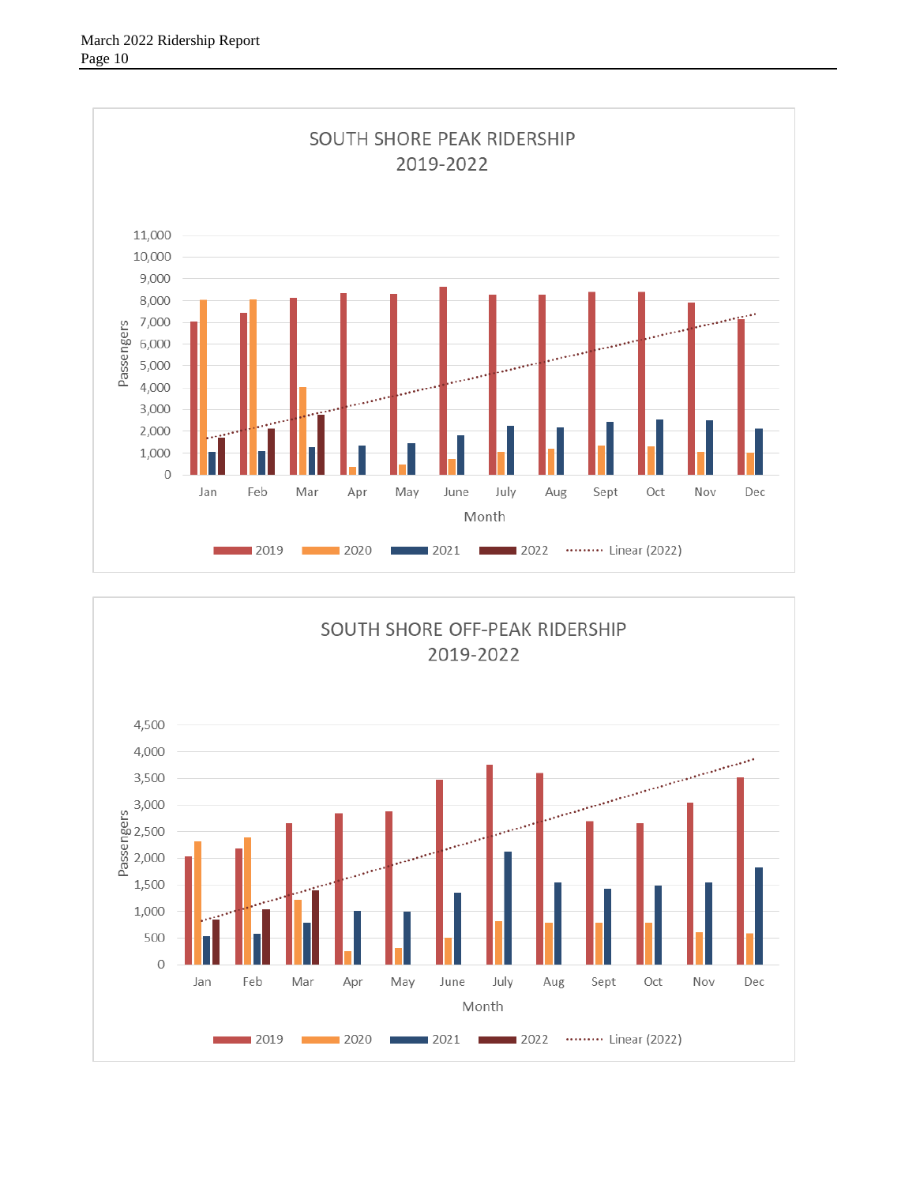SOUTH SHORE PEAK RIDERSHIP
2019-2022

Passengers (0 – 11,000) by Month (Jan – Dec)

Legend: 2019, 2020, 2021, 2022, Linear (2022)

SOUTH SHORE OFF-PEAK RIDERSHIP
2019-2022

Passengers (0 – 4,500) by Month (Jan – Dec)

Legend: 2019, 2020, 2021, 2022, Linear (2022)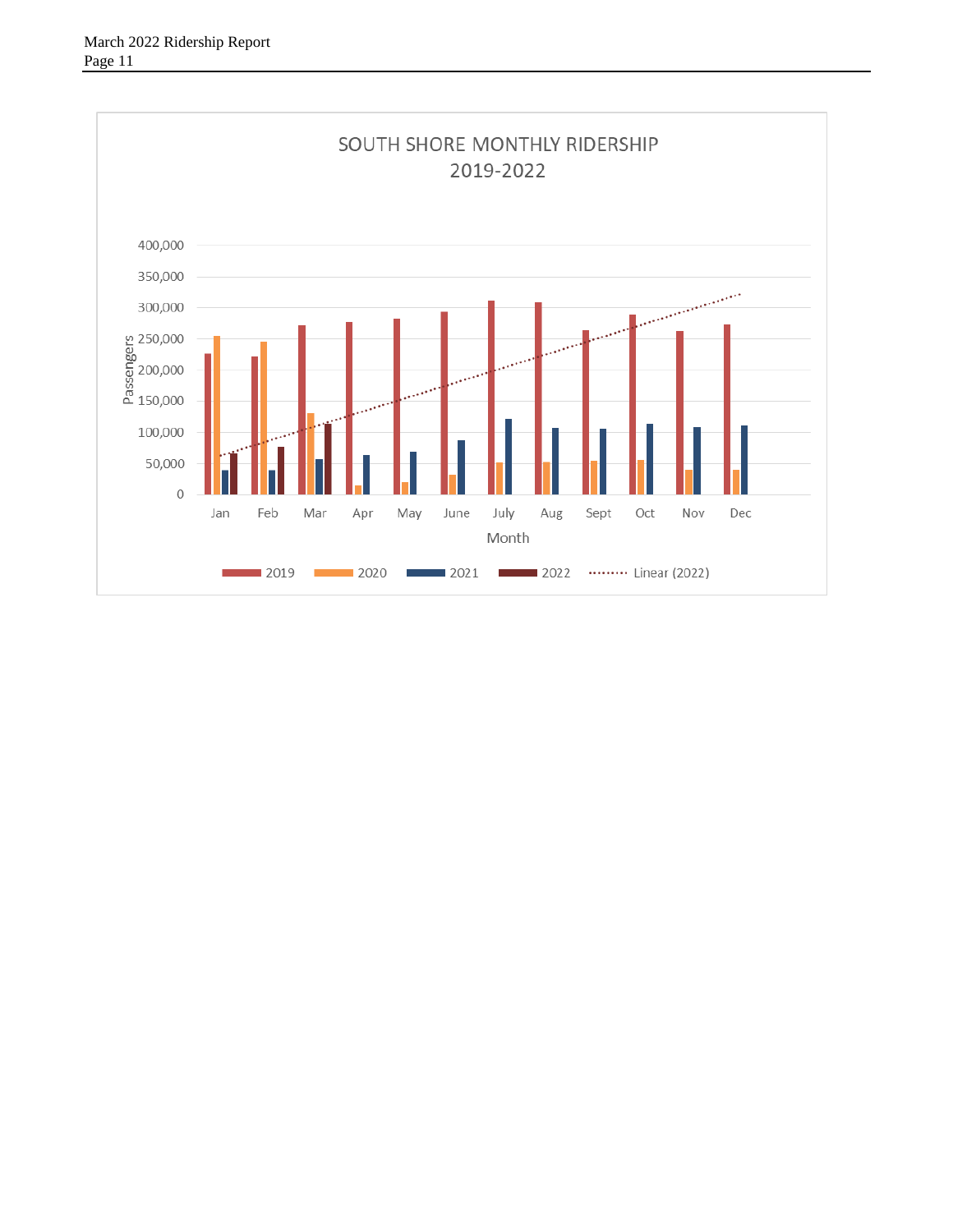SOUTH SHORE MONTHLY RIDERSHIP
2019-2022

Passengers: 0, 50,000, 100,000, 150,000, 200,000, 250,000, 300,000, 350,000, 400,000

Month: Jan, Feb, Mar, Apr, May, June, July, Aug, Sept, Oct, Nov, Dec

Legend: 2019, 2020, 2021, 2022, Linear (2022)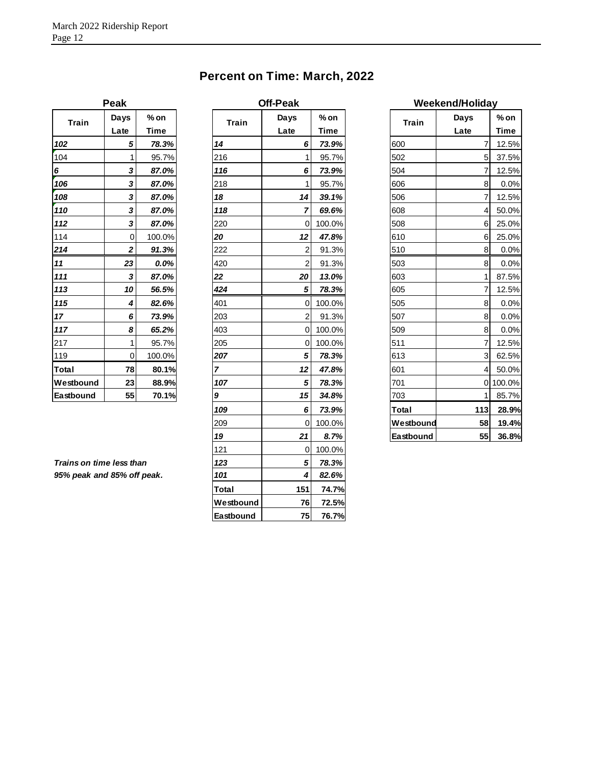# Percent on Time: March, 2022

### Peak

| Train | Days Late | % on Time |
|---|---|---|
| ***102*** | ***5*** | ***78.3%*** |
| 104 | 1 | 95.7% |
| ***6*** | ***3*** | ***87.0%*** |
| ***106*** | ***3*** | ***87.0%*** |
| ***108*** | ***3*** | ***87.0%*** |
| ***110*** | ***3*** | ***87.0%*** |
| ***112*** | ***3*** | ***87.0%*** |
| 114 | 0 | 100.0% |
| ***214*** | ***2*** | ***91.3%*** |
| ***11*** | ***23*** | ***0.0%*** |
| ***111*** | ***3*** | ***87.0%*** |
| ***113*** | ***10*** | ***56.5%*** |
| ***115*** | ***4*** | ***82.6%*** |
| ***17*** | ***6*** | ***73.9%*** |
| ***117*** | ***8*** | ***65.2%*** |
| 217 | 1 | 95.7% |
| 119 | 0 | 100.0% |
| **Total** | **78** | **80.1%** |
| **Westbound** | **23** | **88.9%** |
| **Eastbound** | **55** | **70.1%** |

***Trains on time less than 95% peak and 85% off peak.***

### Off-Peak

| Train | Days Late | % on Time |
|---|---|---|
| ***14*** | ***6*** | ***73.9%*** |
| 216 | 1 | 95.7% |
| ***116*** | ***6*** | ***73.9%*** |
| 218 | 1 | 95.7% |
| ***18*** | ***14*** | ***39.1%*** |
| ***118*** | ***7*** | ***69.6%*** |
| 220 | 0 | 100.0% |
| ***20*** | ***12*** | ***47.8%*** |
| 222 | 2 | 91.3% |
| 420 | 2 | 91.3% |
| ***22*** | ***20*** | ***13.0%*** |
| ***424*** | ***5*** | ***78.3%*** |
| 401 | 0 | 100.0% |
| 203 | 2 | 91.3% |
| 403 | 0 | 100.0% |
| 205 | 0 | 100.0% |
| ***207*** | ***5*** | ***78.3%*** |
| ***7*** | ***12*** | ***47.8%*** |
| ***107*** | ***5*** | ***78.3%*** |
| ***9*** | ***15*** | ***34.8%*** |
| ***109*** | ***6*** | ***73.9%*** |
| 209 | 0 | 100.0% |
| ***19*** | ***21*** | ***8.7%*** |
| 121 | 0 | 100.0% |
| ***123*** | ***5*** | ***78.3%*** |
| ***101*** | ***4*** | ***82.6%*** |
| **Total** | **151** | **74.7%** |
| **Westbound** | **76** | **72.5%** |
| **Eastbound** | **75** | **76.7%** |

### Weekend/Holiday

| Train | Days Late | % on Time |
|---|---|---|
| 600 | 7 | 12.5% |
| 502 | 5 | 37.5% |
| 504 | 7 | 12.5% |
| 606 | 8 | 0.0% |
| 506 | 7 | 12.5% |
| 608 | 4 | 50.0% |
| 508 | 6 | 25.0% |
| 610 | 6 | 25.0% |
| 510 | 8 | 0.0% |
| 503 | 8 | 0.0% |
| 603 | 1 | 87.5% |
| 605 | 7 | 12.5% |
| 505 | 8 | 0.0% |
| 507 | 8 | 0.0% |
| 509 | 8 | 0.0% |
| 511 | 7 | 12.5% |
| 613 | 3 | 62.5% |
| 601 | 4 | 50.0% |
| 701 | 0 | 100.0% |
| 703 | 1 | 85.7% |
| **Total** | **113** | **28.9%** |
| **Westbound** | **58** | **19.4%** |
| **Eastbound** | **55** | **36.8%** |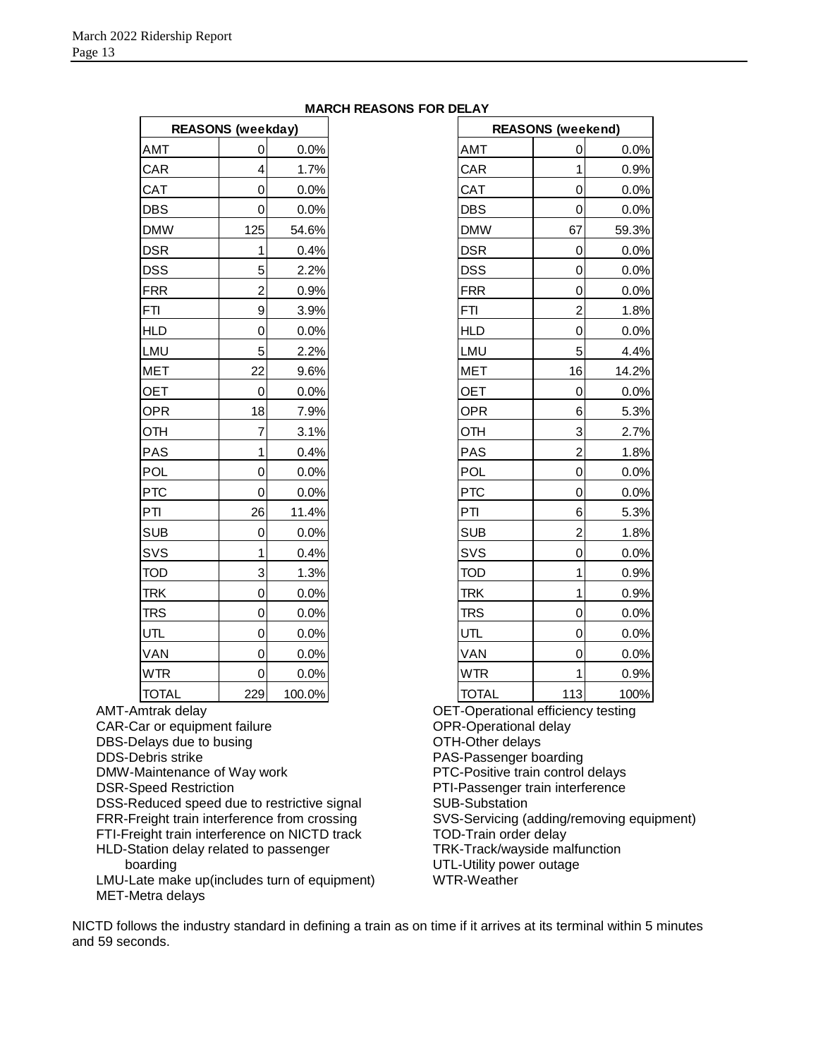**MARCH REASONS FOR DELAY**

| REASONS (weekday) | | |
|---|---|---|
| AMT | 0 | 0.0% |
| CAR | 4 | 1.7% |
| CAT | 0 | 0.0% |
| DBS | 0 | 0.0% |
| DMW | 125 | 54.6% |
| DSR | 1 | 0.4% |
| DSS | 5 | 2.2% |
| FRR | 2 | 0.9% |
| FTI | 9 | 3.9% |
| HLD | 0 | 0.0% |
| LMU | 5 | 2.2% |
| MET | 22 | 9.6% |
| OET | 0 | 0.0% |
| OPR | 18 | 7.9% |
| OTH | 7 | 3.1% |
| PAS | 1 | 0.4% |
| POL | 0 | 0.0% |
| PTC | 0 | 0.0% |
| PTI | 26 | 11.4% |
| SUB | 0 | 0.0% |
| SVS | 1 | 0.4% |
| TOD | 3 | 1.3% |
| TRK | 0 | 0.0% |
| TRS | 0 | 0.0% |
| UTL | 0 | 0.0% |
| VAN | 0 | 0.0% |
| WTR | 0 | 0.0% |
| TOTAL | 229 | 100.0% |

| REASONS (weekend) | | |
|---|---|---|
| AMT | 0 | 0.0% |
| CAR | 1 | 0.9% |
| CAT | 0 | 0.0% |
| DBS | 0 | 0.0% |
| DMW | 67 | 59.3% |
| DSR | 0 | 0.0% |
| DSS | 0 | 0.0% |
| FRR | 0 | 0.0% |
| FTI | 2 | 1.8% |
| HLD | 0 | 0.0% |
| LMU | 5 | 4.4% |
| MET | 16 | 14.2% |
| OET | 0 | 0.0% |
| OPR | 6 | 5.3% |
| OTH | 3 | 2.7% |
| PAS | 2 | 1.8% |
| POL | 0 | 0.0% |
| PTC | 0 | 0.0% |
| PTI | 6 | 5.3% |
| SUB | 2 | 1.8% |
| SVS | 0 | 0.0% |
| TOD | 1 | 0.9% |
| TRK | 1 | 0.9% |
| TRS | 0 | 0.0% |
| UTL | 0 | 0.0% |
| VAN | 0 | 0.0% |
| WTR | 1 | 0.9% |
| TOTAL | 113 | 100% |

AMT-Amtrak delay
CAR-Car or equipment failure
DBS-Delays due to busing
DDS-Debris strike
DMW-Maintenance of Way work
DSR-Speed Restriction
DSS-Reduced speed due to restrictive signal
FRR-Freight train interference from crossing
FTI-Freight train interference on NICTD track
HLD-Station delay related to passenger boarding
LMU-Late make up(includes turn of equipment)
MET-Metra delays
OET-Operational efficiency testing
OPR-Operational delay
OTH-Other delays
PAS-Passenger boarding
PTC-Positive train control delays
PTI-Passenger train interference
SUB-Substation
SVS-Servicing (adding/removing equipment)
TOD-Train order delay
TRK-Track/wayside malfunction
UTL-Utility power outage
WTR-Weather

NICTD follows the industry standard in defining a train as on time if it arrives at its terminal within 5 minutes and 59 seconds.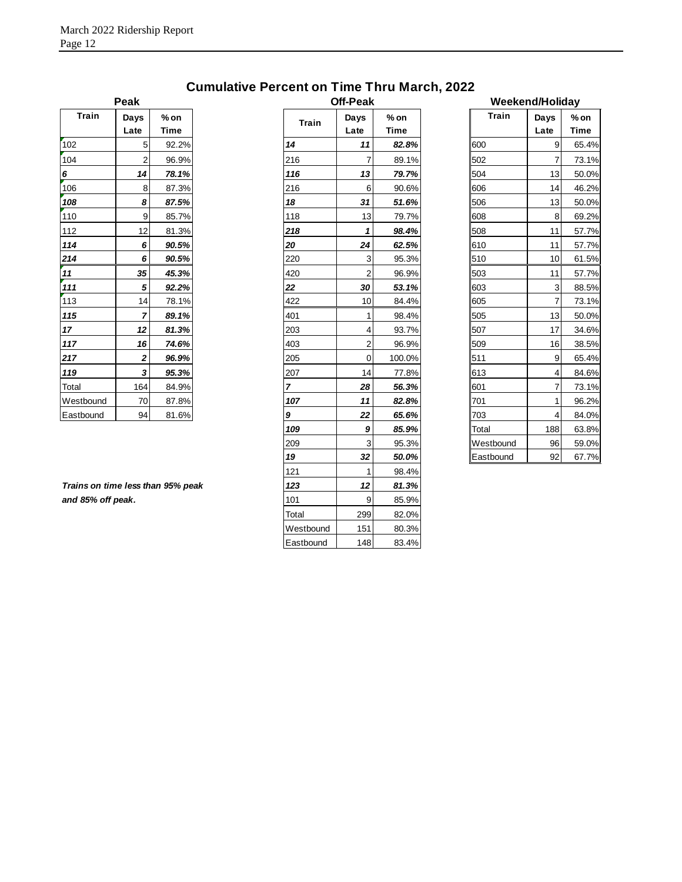## Cumulative Percent on Time Thru March, 2022

### Peak

| Train | Days Late | % on Time |
|---|---|---|
| 102 | 5 | 92.2% |
| 104 | 2 | 96.9% |
| ***6*** | ***14*** | ***78.1%*** |
| 106 | 8 | 87.3% |
| ***108*** | ***8*** | ***87.5%*** |
| 110 | 9 | 85.7% |
| 112 | 12 | 81.3% |
| ***114*** | ***6*** | ***90.5%*** |
| ***214*** | ***6*** | ***90.5%*** |
| ***11*** | ***35*** | ***45.3%*** |
| ***111*** | ***5*** | ***92.2%*** |
| 113 | 14 | 78.1% |
| ***115*** | ***7*** | ***89.1%*** |
| ***17*** | ***12*** | ***81.3%*** |
| ***117*** | ***16*** | ***74.6%*** |
| ***217*** | ***2*** | ***96.9%*** |
| ***119*** | ***3*** | ***95.3%*** |
| Total | 164 | 84.9% |
| Westbound | 70 | 87.8% |
| Eastbound | 94 | 81.6% |

### Off-Peak

| Train | Days Late | % on Time |
|---|---|---|
| ***14*** | ***11*** | ***82.8%*** |
| 216 | 7 | 89.1% |
| ***116*** | ***13*** | ***79.7%*** |
| 216 | 6 | 90.6% |
| ***18*** | ***31*** | ***51.6%*** |
| 118 | 13 | 79.7% |
| ***218*** | ***1*** | ***98.4%*** |
| ***20*** | ***24*** | ***62.5%*** |
| 220 | 3 | 95.3% |
| 420 | 2 | 96.9% |
| ***22*** | ***30*** | ***53.1%*** |
| 422 | 10 | 84.4% |
| 401 | 1 | 98.4% |
| 203 | 4 | 93.7% |
| 403 | 2 | 96.9% |
| 205 | 0 | 100.0% |
| 207 | 14 | 77.8% |
| ***7*** | ***28*** | ***56.3%*** |
| ***107*** | ***11*** | ***82.8%*** |
| ***9*** | ***22*** | ***65.6%*** |
| ***109*** | ***9*** | ***85.9%*** |
| 209 | 3 | 95.3% |
| ***19*** | ***32*** | ***50.0%*** |
| 121 | 1 | 98.4% |
| ***123*** | ***12*** | ***81.3%*** |
| 101 | 9 | 85.9% |
| Total | 299 | 82.0% |
| Westbound | 151 | 80.3% |
| Eastbound | 148 | 83.4% |

### Weekend/Holiday

| Train | Days Late | % on Time |
|---|---|---|
| 600 | 9 | 65.4% |
| 502 | 7 | 73.1% |
| 504 | 13 | 50.0% |
| 606 | 14 | 46.2% |
| 506 | 13 | 50.0% |
| 608 | 8 | 69.2% |
| 508 | 11 | 57.7% |
| 610 | 11 | 57.7% |
| 510 | 10 | 61.5% |
| 503 | 11 | 57.7% |
| 603 | 3 | 88.5% |
| 605 | 7 | 73.1% |
| 505 | 13 | 50.0% |
| 507 | 17 | 34.6% |
| 509 | 16 | 38.5% |
| 511 | 9 | 65.4% |
| 613 | 4 | 84.6% |
| 601 | 7 | 73.1% |
| 701 | 1 | 96.2% |
| 703 | 4 | 84.0% |
| Total | 188 | 63.8% |
| Westbound | 96 | 59.0% |
| Eastbound | 92 | 67.7% |

***Trains on time less than 95% peak and 85% off peak.***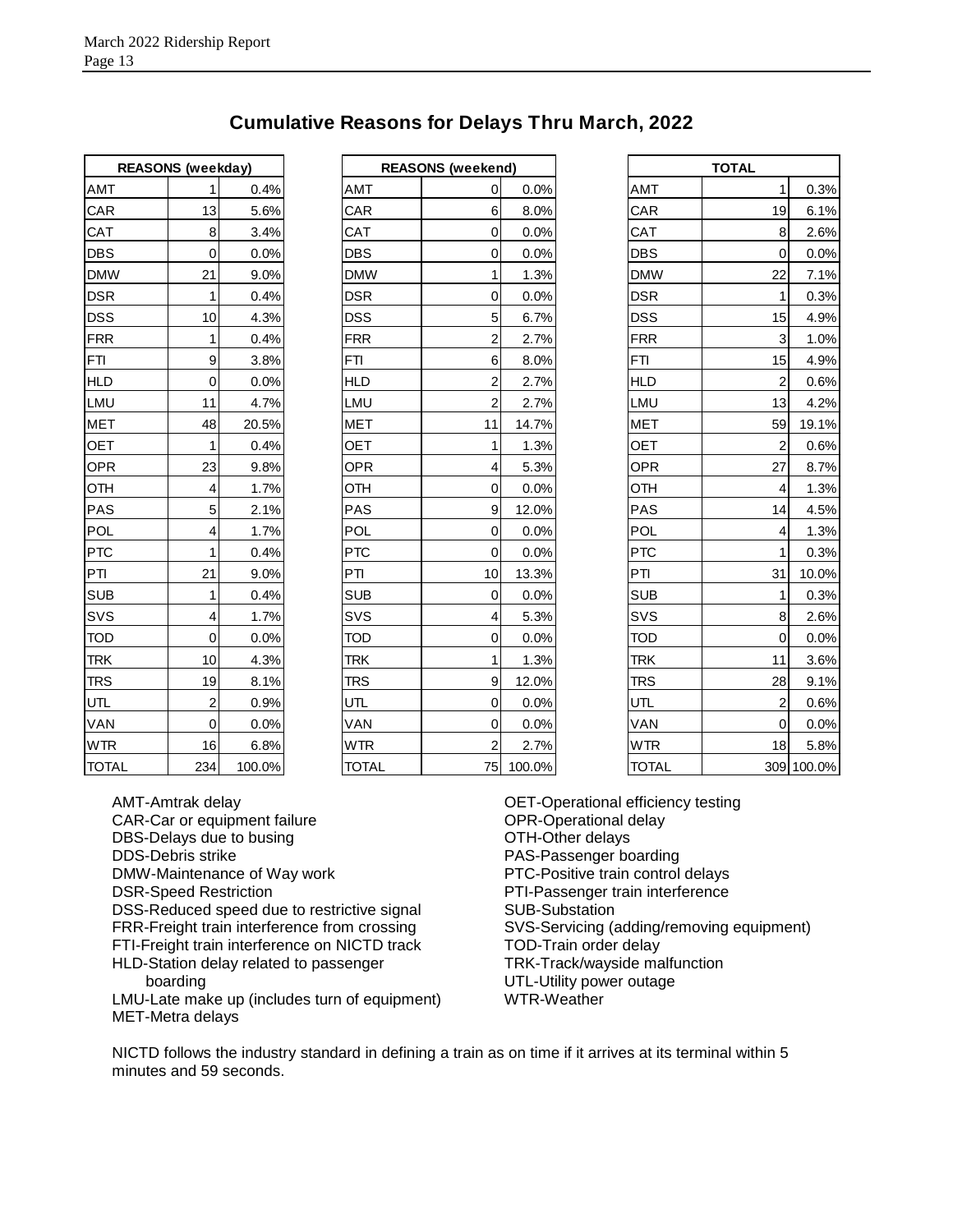## Cumulative Reasons for Delays Thru March, 2022

| REASONS (weekday) | | |
|---|---|---|
| AMT | 1 | 0.4% |
| CAR | 13 | 5.6% |
| CAT | 8 | 3.4% |
| DBS | 0 | 0.0% |
| DMW | 21 | 9.0% |
| DSR | 1 | 0.4% |
| DSS | 10 | 4.3% |
| FRR | 1 | 0.4% |
| FTI | 9 | 3.8% |
| HLD | 0 | 0.0% |
| LMU | 11 | 4.7% |
| MET | 48 | 20.5% |
| OET | 1 | 0.4% |
| OPR | 23 | 9.8% |
| OTH | 4 | 1.7% |
| PAS | 5 | 2.1% |
| POL | 4 | 1.7% |
| PTC | 1 | 0.4% |
| PTI | 21 | 9.0% |
| SUB | 1 | 0.4% |
| SVS | 4 | 1.7% |
| TOD | 0 | 0.0% |
| TRK | 10 | 4.3% |
| TRS | 19 | 8.1% |
| UTL | 2 | 0.9% |
| VAN | 0 | 0.0% |
| WTR | 16 | 6.8% |
| TOTAL | 234 | 100.0% |

| REASONS (weekend) | | |
|---|---|---|
| AMT | 0 | 0.0% |
| CAR | 6 | 8.0% |
| CAT | 0 | 0.0% |
| DBS | 0 | 0.0% |
| DMW | 1 | 1.3% |
| DSR | 0 | 0.0% |
| DSS | 5 | 6.7% |
| FRR | 2 | 2.7% |
| FTI | 6 | 8.0% |
| HLD | 2 | 2.7% |
| LMU | 2 | 2.7% |
| MET | 11 | 14.7% |
| OET | 1 | 1.3% |
| OPR | 4 | 5.3% |
| OTH | 0 | 0.0% |
| PAS | 9 | 12.0% |
| POL | 0 | 0.0% |
| PTC | 0 | 0.0% |
| PTI | 10 | 13.3% |
| SUB | 0 | 0.0% |
| SVS | 4 | 5.3% |
| TOD | 0 | 0.0% |
| TRK | 1 | 1.3% |
| TRS | 9 | 12.0% |
| UTL | 0 | 0.0% |
| VAN | 0 | 0.0% |
| WTR | 2 | 2.7% |
| TOTAL | 75 | 100.0% |

| TOTAL | | |
|---|---|---|
| AMT | 1 | 0.3% |
| CAR | 19 | 6.1% |
| CAT | 8 | 2.6% |
| DBS | 0 | 0.0% |
| DMW | 22 | 7.1% |
| DSR | 1 | 0.3% |
| DSS | 15 | 4.9% |
| FRR | 3 | 1.0% |
| FTI | 15 | 4.9% |
| HLD | 2 | 0.6% |
| LMU | 13 | 4.2% |
| MET | 59 | 19.1% |
| OET | 2 | 0.6% |
| OPR | 27 | 8.7% |
| OTH | 4 | 1.3% |
| PAS | 14 | 4.5% |
| POL | 4 | 1.3% |
| PTC | 1 | 0.3% |
| PTI | 31 | 10.0% |
| SUB | 1 | 0.3% |
| SVS | 8 | 2.6% |
| TOD | 0 | 0.0% |
| TRK | 11 | 3.6% |
| TRS | 28 | 9.1% |
| UTL | 2 | 0.6% |
| VAN | 0 | 0.0% |
| WTR | 18 | 5.8% |
| TOTAL | 309 | 100.0% |

AMT-Amtrak delay
CAR-Car or equipment failure
DBS-Delays due to busing
DDS-Debris strike
DMW-Maintenance of Way work
DSR-Speed Restriction
DSS-Reduced speed due to restrictive signal
FRR-Freight train interference from crossing
FTI-Freight train interference on NICTD track
HLD-Station delay related to passenger boarding
LMU-Late make up (includes turn of equipment)
MET-Metra delays
OET-Operational efficiency testing
OPR-Operational delay
OTH-Other delays
PAS-Passenger boarding
PTC-Positive train control delays
PTI-Passenger train interference
SUB-Substation
SVS-Servicing (adding/removing equipment)
TOD-Train order delay
TRK-Track/wayside malfunction
UTL-Utility power outage
WTR-Weather

NICTD follows the industry standard in defining a train as on time if it arrives at its terminal within 5 minutes and 59 seconds.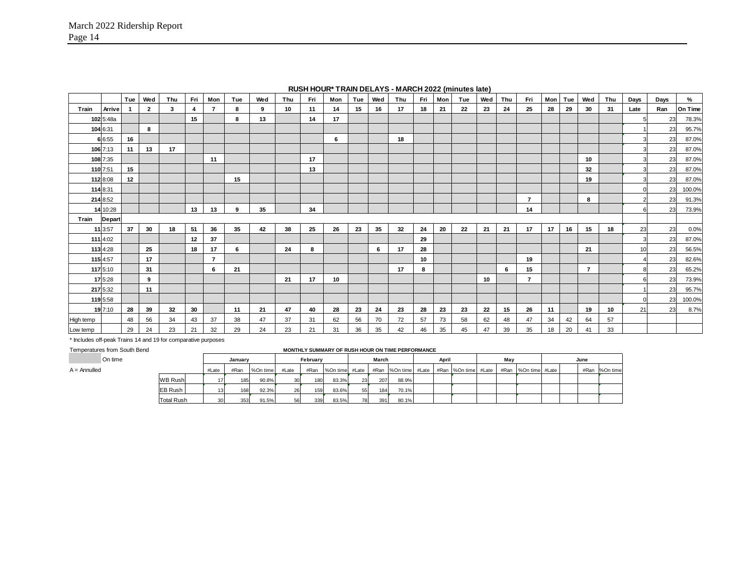**RUSH HOUR* TRAIN DELAYS - MARCH 2022 (minutes late)**

| | | Tue | Wed | Thu | Fri | Mon | Tue | Wed | Thu | Fri | Mon | Tue | Wed | Thu | Fri | Mon | Tue | Wed | Thu | Fri | Mon | Tue | Wed | Thu | Days | Days | % |
|---|---|---|---|---|---|---|---|---|---|---|---|---|---|---|---|---|---|---|---|---|---|---|---|---|---|---|---|
| **Train** | **Arrive** | **1** | **2** | **3** | **4** | **7** | **8** | **9** | **10** | **11** | **14** | **15** | **16** | **17** | **18** | **21** | **22** | **23** | **24** | **25** | **28** | **29** | **30** | **31** | **Late** | **Ran** | **On Time** |
| **102** | 5:48a | | | | 15 | | 8 | 13 | | 14 | 17 | | | | | | | | | | | | | | 5 | 23 | 78.3% |
| **104** | 6:31 | | 8 | | | | | | | | | | | | | | | | | | | | | | 1 | 23 | 95.7% |
| **6** | 6:55 | 16 | | | | | | | | | 6 | | | 18 | | | | | | | | | | | 3 | 23 | 87.0% |
| **106** | 7:13 | 11 | 13 | 17 | | | | | | | | | | | | | | | | | | | | | 3 | 23 | 87.0% |
| **108** | 7:35 | | | | | 11 | | | | 17 | | | | | | | | | | | | | 10 | | 3 | 23 | 87.0% |
| **110** | 7:51 | 15 | | | | | | | | 13 | | | | | | | | | | | | | 32 | | 3 | 23 | 87.0% |
| **112** | 8:08 | 12 | | | | | 15 | | | | | | | | | | | | | | | | 19 | | 3 | 23 | 87.0% |
| **114** | 8:31 | | | | | | | | | | | | | | | | | | | | | | | | 0 | 23 | 100.0% |
| **214** | 8:52 | | | | | | | | | | | | | | | | | | | 7 | | | 8 | | 2 | 23 | 91.3% |
| **14** | 10:28 | | | | 13 | 13 | 9 | 35 | | 34 | | | | | | | | | | 14 | | | | | 6 | 23 | 73.9% |
| **Train** | **Depart** | | | | | | | | | | | | | | | | | | | | | | | | | | |
| **11** | 3:57 | 37 | 30 | 18 | 51 | 36 | 35 | 42 | 38 | 25 | 26 | 23 | 35 | 32 | 24 | 20 | 22 | 21 | 21 | 17 | 17 | 16 | 15 | 18 | 23 | 23 | 0.0% |
| **111** | 4:02 | | | | 12 | 37 | | | | | | | | | 29 | | | | | | | | | | 3 | 23 | 87.0% |
| **113** | 4:28 | | 25 | | 18 | 17 | 6 | | 24 | 8 | | | 6 | 17 | 28 | | | | | | | | 21 | | 10 | 23 | 56.5% |
| **115** | 4:57 | | 17 | | | 7 | | | | | | | | | 10 | | | | | 19 | | | | | 4 | 23 | 82.6% |
| **117** | 5:10 | | 31 | | | 6 | 21 | | | | | | | 17 | 8 | | | | 6 | 15 | | | 7 | | 8 | 23 | 65.2% |
| **17** | 5:28 | | 9 | | | | | | 21 | 17 | 10 | | | | | | | 10 | | 7 | | | | | 6 | 23 | 73.9% |
| **217** | 5:32 | | 11 | | | | | | | | | | | | | | | | | | | | | | 1 | 23 | 95.7% |
| **119** | 5:58 | | | | | | | | | | | | | | | | | | | | | | | | 0 | 23 | 100.0% |
| **19** | 7:10 | 28 | 39 | 32 | 30 | | 11 | 21 | 47 | 40 | 28 | 23 | 24 | 23 | 28 | 23 | 23 | 22 | 15 | 26 | 11 | | 19 | 10 | 21 | 23 | 8.7% |
| High temp | | 48 | 56 | 34 | 43 | 37 | 38 | 47 | 37 | 31 | 62 | 56 | 70 | 72 | 57 | 73 | 58 | 62 | 48 | 47 | 34 | 42 | 64 | 57 | | | |
| Low temp | | 29 | 24 | 23 | 21 | 32 | 29 | 24 | 23 | 21 | 31 | 36 | 35 | 42 | 46 | 35 | 45 | 47 | 39 | 35 | 18 | 20 | 41 | 33 | | | |

* Includes off-peak Trains 14 and 19 for comparative purposes

Temperatures from South Bend

(shaded) On time

A = Annulled

**MONTHLY SUMMARY OF RUSH HOUR ON TIME PERFORMANCE**

| | January | | | February | | | March | | | April | | | May | | | June | | |
|---|---|---|---|---|---|---|---|---|---|---|---|---|---|---|---|---|---|---|
| | #Late | #Ran | %On time | #Late | #Ran | %On time | #Late | #Ran | %On time | #Late | #Ran | %On time | #Late | #Ran | %On time | #Late | #Ran | %On time |
| WB Rush | 17 | 185 | 90.8% | 30 | 180 | 83.3% | 23 | 207 | 88.9% | | | | | | | | | |
| EB Rush | 13 | 168 | 92.3% | 26 | 159 | 83.6% | 55 | 184 | 70.1% | | | | | | | | | |
| Total Rush | 30 | 353 | 91.5% | 56 | 339 | 83.5% | 78 | 391 | 80.1% | | | | | | | | | |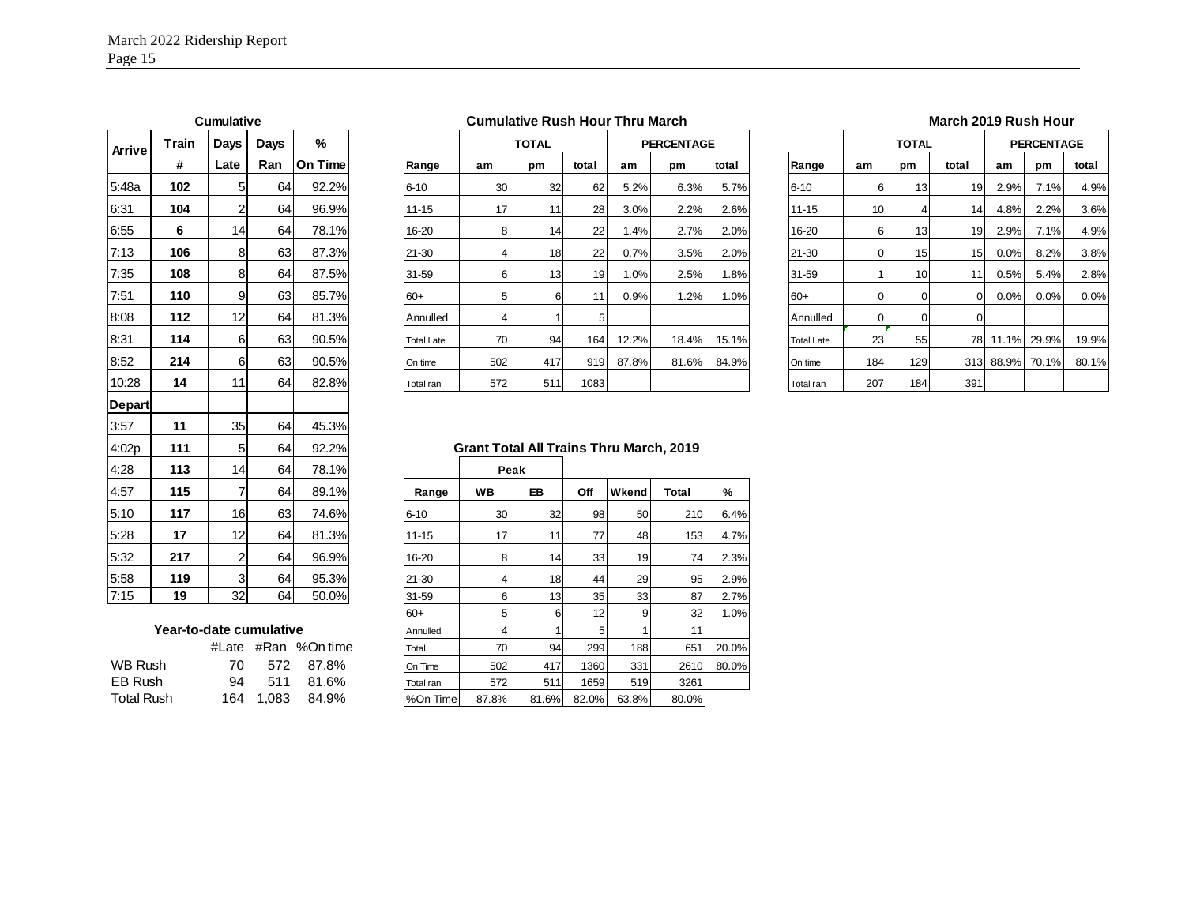## Cumulative

| Arrive | Train # | Days Late | Days Ran | % On Time |
|---|---|---|---|---|
| 5:48a | **102** | 5 | 64 | 92.2% |
| 6:31 | **104** | 2 | 64 | 96.9% |
| 6:55 | **6** | 14 | 64 | 78.1% |
| 7:13 | **106** | 8 | 63 | 87.3% |
| 7:35 | **108** | 8 | 64 | 87.5% |
| 7:51 | **110** | 9 | 63 | 85.7% |
| 8:08 | **112** | 12 | 64 | 81.3% |
| 8:31 | **114** | 6 | 63 | 90.5% |
| 8:52 | **214** | 6 | 63 | 90.5% |
| 10:28 | **14** | 11 | 64 | 82.8% |
| **Depart** | | | | |
| 3:57 | **11** | 35 | 64 | 45.3% |
| 4:02p | **111** | 5 | 64 | 92.2% |
| 4:28 | **113** | 14 | 64 | 78.1% |
| 4:57 | **115** | 7 | 64 | 89.1% |
| 5:10 | **117** | 16 | 63 | 74.6% |
| 5:28 | **17** | 12 | 64 | 81.3% |
| 5:32 | **217** | 2 | 64 | 96.9% |
| 5:58 | **119** | 3 | 64 | 95.3% |
| 7:15 | **19** | 32 | 64 | 50.0% |

### Year-to-date cumulative

| | #Late | #Ran | %On time |
|---|---|---|---|
| WB Rush | 70 | 572 | 87.8% |
| EB Rush | 94 | 511 | 81.6% |
| Total Rush | 164 | 1,083 | 84.9% |

## Cumulative Rush Hour Thru March

| | TOTAL | | | PERCENTAGE | | |
|---|---|---|---|---|---|---|
| **Range** | **am** | **pm** | **total** | **am** | **pm** | **total** |
| 6-10 | 30 | 32 | 62 | 5.2% | 6.3% | 5.7% |
| 11-15 | 17 | 11 | 28 | 3.0% | 2.2% | 2.6% |
| 16-20 | 8 | 14 | 22 | 1.4% | 2.7% | 2.0% |
| 21-30 | 4 | 18 | 22 | 0.7% | 3.5% | 2.0% |
| 31-59 | 6 | 13 | 19 | 1.0% | 2.5% | 1.8% |
| 60+ | 5 | 6 | 11 | 0.9% | 1.2% | 1.0% |
| Annulled | 4 | 1 | 5 | | | |
| Total Late | 70 | 94 | 164 | 12.2% | 18.4% | 15.1% |
| On time | 502 | 417 | 919 | 87.8% | 81.6% | 84.9% |
| Total ran | 572 | 511 | 1083 | | | |

## March 2019 Rush Hour

| | TOTAL | | | PERCENTAGE | | |
|---|---|---|---|---|---|---|
| **Range** | **am** | **pm** | **total** | **am** | **pm** | **total** |
| 6-10 | 6 | 13 | 19 | 2.9% | 7.1% | 4.9% |
| 11-15 | 10 | 4 | 14 | 4.8% | 2.2% | 3.6% |
| 16-20 | 6 | 13 | 19 | 2.9% | 7.1% | 4.9% |
| 21-30 | 0 | 15 | 15 | 0.0% | 8.2% | 3.8% |
| 31-59 | 1 | 10 | 11 | 0.5% | 5.4% | 2.8% |
| 60+ | 0 | 0 | 0 | 0.0% | 0.0% | 0.0% |
| Annulled | 0 | 0 | 0 | | | |
| Total Late | 23 | 55 | 78 | 11.1% | 29.9% | 19.9% |
| On time | 184 | 129 | 313 | 88.9% | 70.1% | 80.1% |
| Total ran | 207 | 184 | 391 | | | |

## Grant Total All Trains Thru March, 2019

| | Peak | | | | | |
|---|---|---|---|---|---|---|
| **Range** | **WB** | **EB** | **Off** | **Wkend** | **Total** | **%** |
| 6-10 | 30 | 32 | 98 | 50 | 210 | 6.4% |
| 11-15 | 17 | 11 | 77 | 48 | 153 | 4.7% |
| 16-20 | 8 | 14 | 33 | 19 | 74 | 2.3% |
| 21-30 | 4 | 18 | 44 | 29 | 95 | 2.9% |
| 31-59 | 6 | 13 | 35 | 33 | 87 | 2.7% |
| 60+ | 5 | 6 | 12 | 9 | 32 | 1.0% |
| Annulled | 4 | 1 | 5 | 1 | 11 | |
| Total | 70 | 94 | 299 | 188 | 651 | 20.0% |
| On Time | 502 | 417 | 1360 | 331 | 2610 | 80.0% |
| Total ran | 572 | 511 | 1659 | 519 | 3261 | |
| %On Time | 87.8% | 81.6% | 82.0% | 63.8% | 80.0% | |